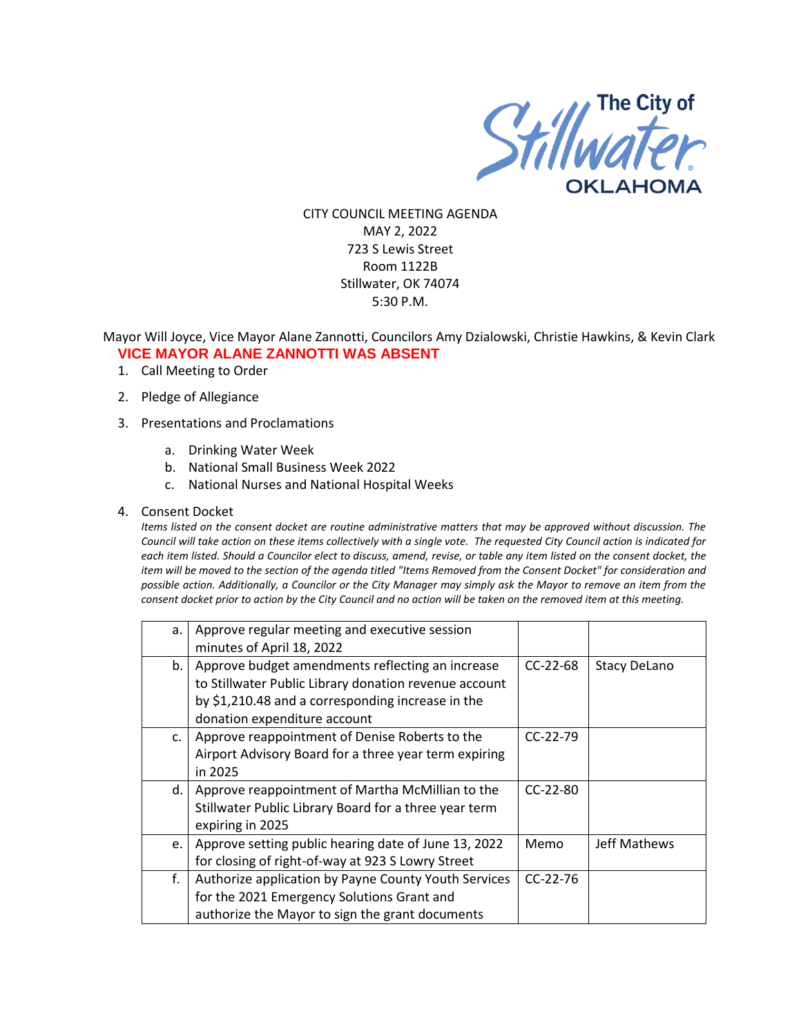The City of Stillwater OKLAHOMA

CITY COUNCIL MEETING AGENDA
MAY 2, 2022
723 S Lewis Street
Room 1122B
Stillwater, OK 74074
5:30 P.M.

Mayor Will Joyce, Vice Mayor Alane Zannotti, Councilors Amy Dzialowski, Christie Hawkins, & Kevin Clark

**VICE MAYOR ALANE ZANNOTTI WAS ABSENT**

1. Call Meeting to Order
2. Pledge of Allegiance
3. Presentations and Proclamations
   a. Drinking Water Week
   b. National Small Business Week 2022
   c. National Nurses and National Hospital Weeks
4. Consent Docket

   *Items listed on the consent docket are routine administrative matters that may be approved without discussion. The Council will take action on these items collectively with a single vote. The requested City Council action is indicated for each item listed. Should a Councilor elect to discuss, amend, revise, or table any item listed on the consent docket, the item will be moved to the section of the agenda titled "Items Removed from the Consent Docket" for consideration and possible action. Additionally, a Councilor or the City Manager may simply ask the Mayor to remove an item from the consent docket prior to action by the City Council and no action will be taken on the removed item at this meeting.*

| | | | |
|---|---|---|---|
| a. | Approve regular meeting and executive session minutes of April 18, 2022 | | |
| b. | Approve budget amendments reflecting an increase to Stillwater Public Library donation revenue account by $1,210.48 and a corresponding increase in the donation expenditure account | CC-22-68 | Stacy DeLano |
| c. | Approve reappointment of Denise Roberts to the Airport Advisory Board for a three year term expiring in 2025 | CC-22-79 | |
| d. | Approve reappointment of Martha McMillian to the Stillwater Public Library Board for a three year term expiring in 2025 | CC-22-80 | |
| e. | Approve setting public hearing date of June 13, 2022 for closing of right-of-way at 923 S Lowry Street | Memo | Jeff Mathews |
| f. | Authorize application by Payne County Youth Services for the 2021 Emergency Solutions Grant and authorize the Mayor to sign the grant documents | CC-22-76 | |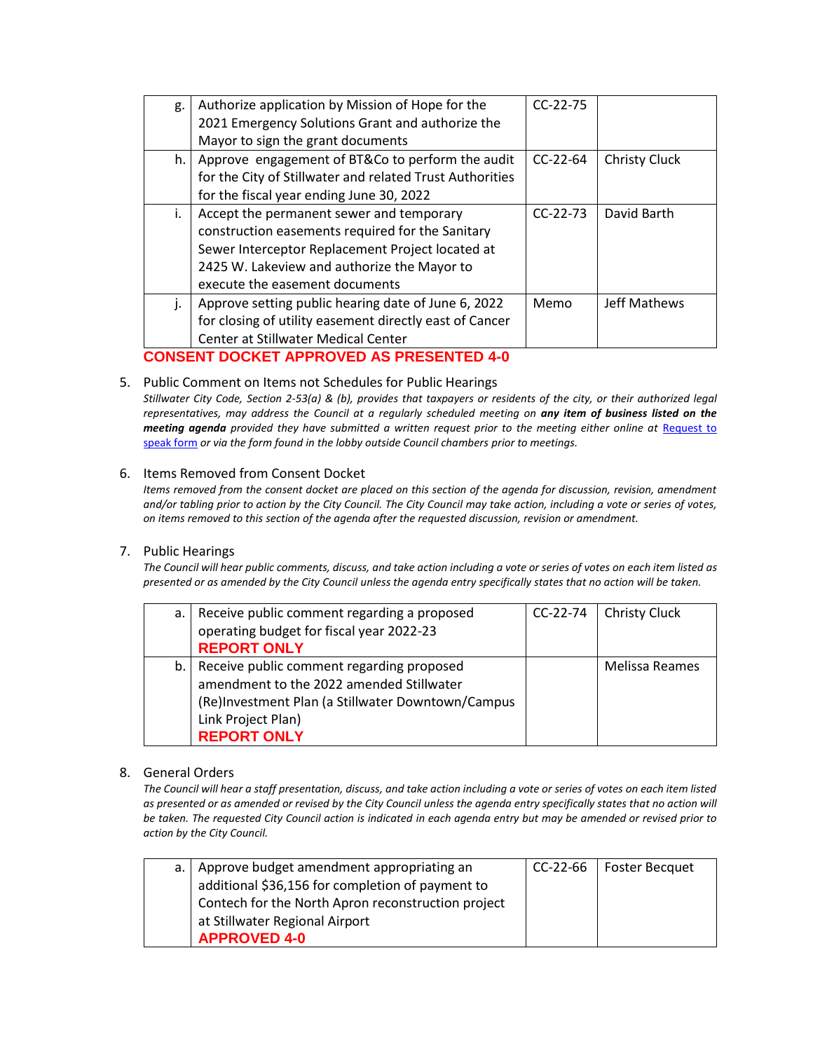| | | | |
|---|---|---|---|
| g. | Authorize application by Mission of Hope for the 2021 Emergency Solutions Grant and authorize the Mayor to sign the grant documents | CC-22-75 | |
| h. | Approve engagement of BT&Co to perform the audit for the City of Stillwater and related Trust Authorities for the fiscal year ending June 30, 2022 | CC-22-64 | Christy Cluck |
| i. | Accept the permanent sewer and temporary construction easements required for the Sanitary Sewer Interceptor Replacement Project located at 2425 W. Lakeview and authorize the Mayor to execute the easement documents | CC-22-73 | David Barth |
| j. | Approve setting public hearing date of June 6, 2022 for closing of utility easement directly east of Cancer Center at Stillwater Medical Center | Memo | Jeff Mathews |

**CONSENT DOCKET APPROVED AS PRESENTED 4-0**

5. Public Comment on Items not Schedules for Public Hearings

   *Stillwater City Code, Section 2-53(a) & (b), provides that taxpayers or residents of the city, or their authorized legal representatives, may address the Council at a regularly scheduled meeting on **any item of business listed on the meeting agenda** provided they have submitted a written request prior to the meeting either online at [Request to speak form]() or via the form found in the lobby outside Council chambers prior to meetings.*

6. Items Removed from Consent Docket

   *Items removed from the consent docket are placed on this section of the agenda for discussion, revision, amendment and/or tabling prior to action by the City Council. The City Council may take action, including a vote or series of votes, on items removed to this section of the agenda after the requested discussion, revision or amendment.*

7. Public Hearings

   *The Council will hear public comments, discuss, and take action including a vote or series of votes on each item listed as presented or as amended by the City Council unless the agenda entry specifically states that no action will be taken.*

| | | | |
|---|---|---|---|
| a. | Receive public comment regarding a proposed operating budget for fiscal year 2022-23 **REPORT ONLY** | CC-22-74 | Christy Cluck |
| b. | Receive public comment regarding proposed amendment to the 2022 amended Stillwater (Re)Investment Plan (a Stillwater Downtown/Campus Link Project Plan) **REPORT ONLY** | | Melissa Reames |

8. General Orders

   *The Council will hear a staff presentation, discuss, and take action including a vote or series of votes on each item listed as presented or as amended or revised by the City Council unless the agenda entry specifically states that no action will be taken. The requested City Council action is indicated in each agenda entry but may be amended or revised prior to action by the City Council.*

| | | | |
|---|---|---|---|
| a. | Approve budget amendment appropriating an additional $36,156 for completion of payment to Contech for the North Apron reconstruction project at Stillwater Regional Airport **APPROVED 4-0** | CC-22-66 | Foster Becquet |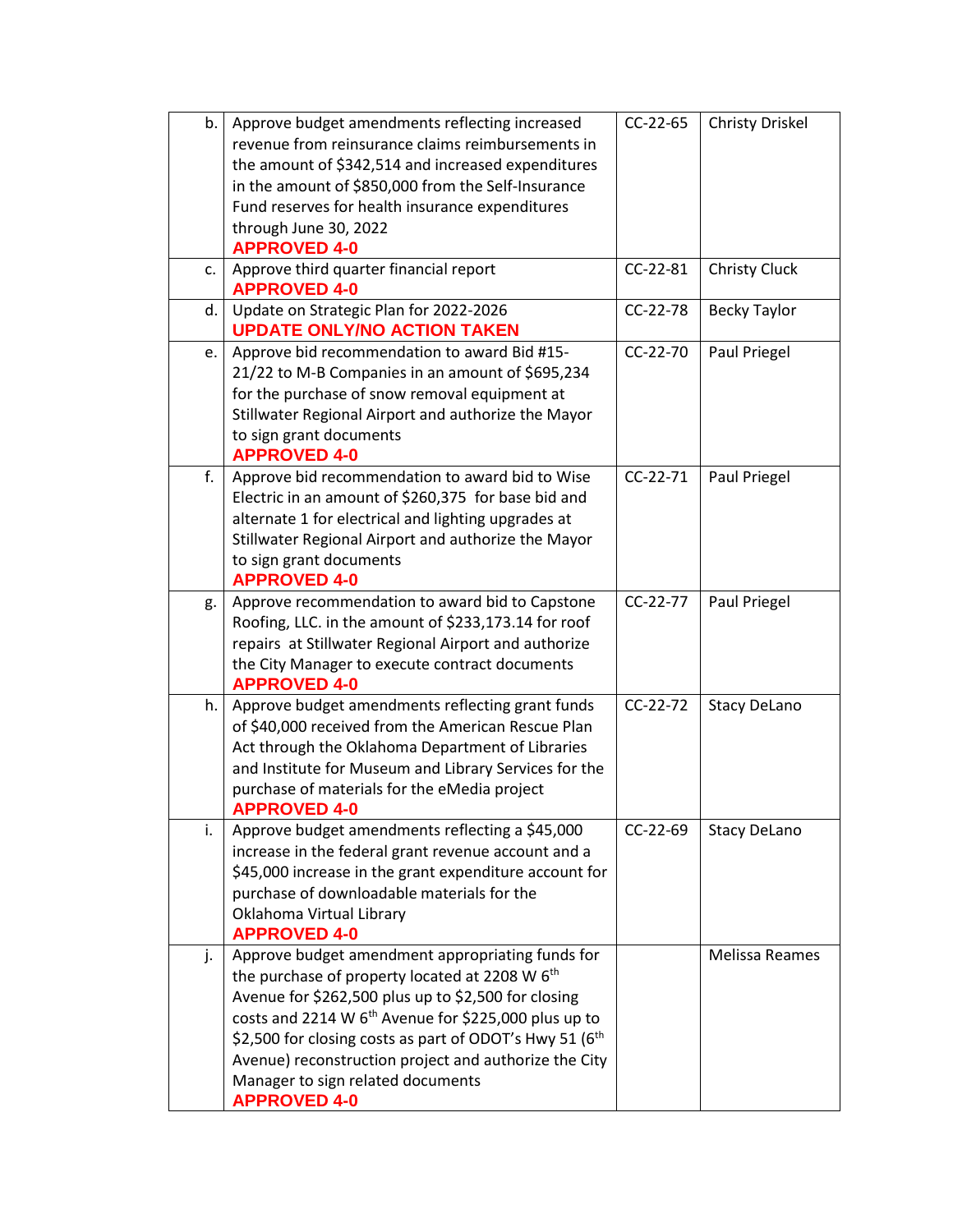| | | | |
|---|---|---|---|
| b. | Approve budget amendments reflecting increased revenue from reinsurance claims reimbursements in the amount of $342,514 and increased expenditures in the amount of $850,000 from the Self-Insurance Fund reserves for health insurance expenditures through June 30, 2022 **APPROVED 4-0** | CC-22-65 | Christy Driskel |
| c. | Approve third quarter financial report **APPROVED 4-0** | CC-22-81 | Christy Cluck |
| d. | Update on Strategic Plan for 2022-2026 **UPDATE ONLY/NO ACTION TAKEN** | CC-22-78 | Becky Taylor |
| e. | Approve bid recommendation to award Bid #15-21/22 to M-B Companies in an amount of $695,234 for the purchase of snow removal equipment at Stillwater Regional Airport and authorize the Mayor to sign grant documents **APPROVED 4-0** | CC-22-70 | Paul Priegel |
| f. | Approve bid recommendation to award bid to Wise Electric in an amount of $260,375 for base bid and alternate 1 for electrical and lighting upgrades at Stillwater Regional Airport and authorize the Mayor to sign grant documents **APPROVED 4-0** | CC-22-71 | Paul Priegel |
| g. | Approve recommendation to award bid to Capstone Roofing, LLC. in the amount of $233,173.14 for roof repairs at Stillwater Regional Airport and authorize the City Manager to execute contract documents **APPROVED 4-0** | CC-22-77 | Paul Priegel |
| h. | Approve budget amendments reflecting grant funds of $40,000 received from the American Rescue Plan Act through the Oklahoma Department of Libraries and Institute for Museum and Library Services for the purchase of materials for the eMedia project **APPROVED 4-0** | CC-22-72 | Stacy DeLano |
| i. | Approve budget amendments reflecting a $45,000 increase in the federal grant revenue account and a $45,000 increase in the grant expenditure account for purchase of downloadable materials for the Oklahoma Virtual Library **APPROVED 4-0** | CC-22-69 | Stacy DeLano |
| j. | Approve budget amendment appropriating funds for the purchase of property located at 2208 W 6th Avenue for $262,500 plus up to $2,500 for closing costs and 2214 W 6th Avenue for $225,000 plus up to $2,500 for closing costs as part of ODOT's Hwy 51 (6th Avenue) reconstruction project and authorize the City Manager to sign related documents **APPROVED 4-0** | | Melissa Reames |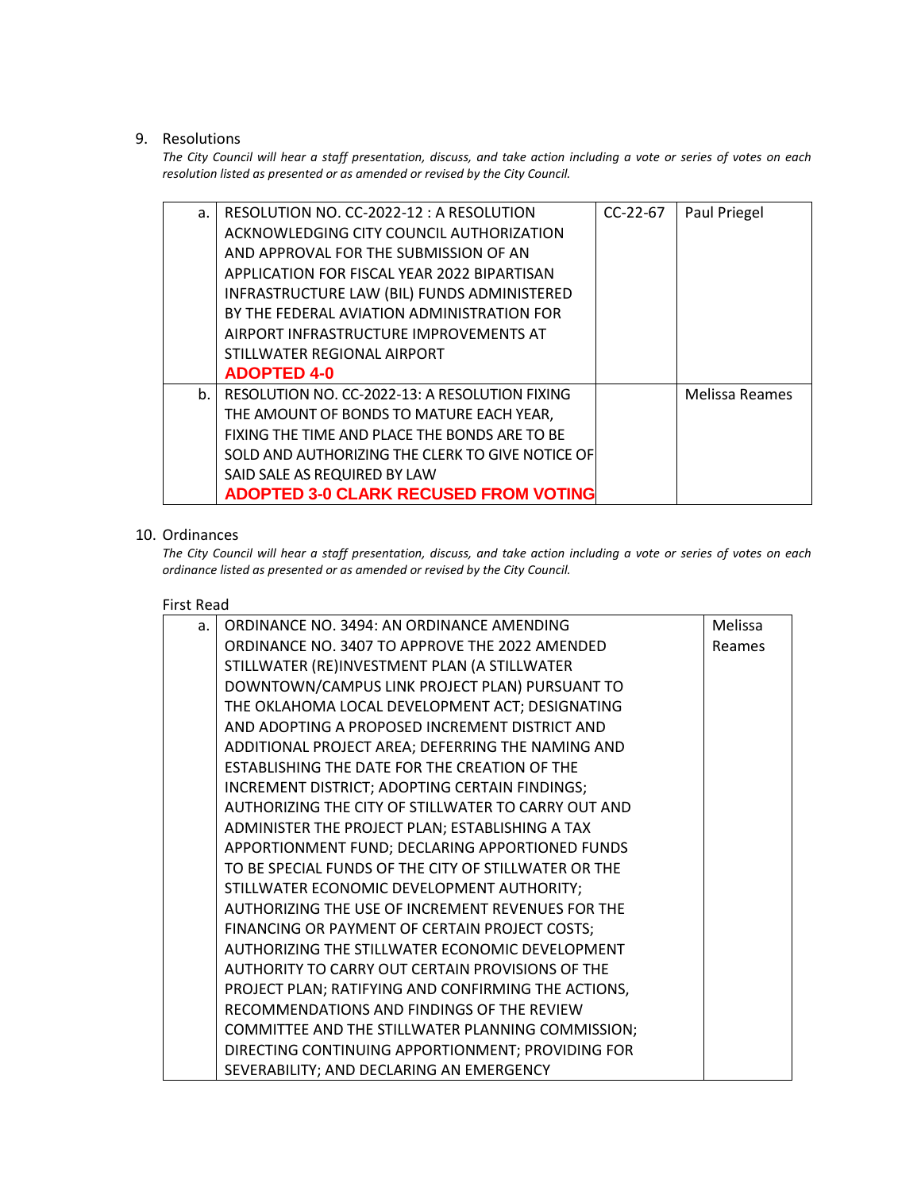9. Resolutions

*The City Council will hear a staff presentation, discuss, and take action including a vote or series of votes on each resolution listed as presented or as amended or revised by the City Council.*

| | | | |
|---|---|---|---|
| a. | RESOLUTION NO. CC-2022-12 : A RESOLUTION ACKNOWLEDGING CITY COUNCIL AUTHORIZATION AND APPROVAL FOR THE SUBMISSION OF AN APPLICATION FOR FISCAL YEAR 2022 BIPARTISAN INFRASTRUCTURE LAW (BIL) FUNDS ADMINISTERED BY THE FEDERAL AVIATION ADMINISTRATION FOR AIRPORT INFRASTRUCTURE IMPROVEMENTS AT STILLWATER REGIONAL AIRPORT **ADOPTED 4-0** | CC-22-67 | Paul Priegel |
| b. | RESOLUTION NO. CC-2022-13: A RESOLUTION FIXING THE AMOUNT OF BONDS TO MATURE EACH YEAR, FIXING THE TIME AND PLACE THE BONDS ARE TO BE SOLD AND AUTHORIZING THE CLERK TO GIVE NOTICE OF SAID SALE AS REQUIRED BY LAW **ADOPTED 3-0 CLARK RECUSED FROM VOTING** | | Melissa Reames |

10. Ordinances

*The City Council will hear a staff presentation, discuss, and take action including a vote or series of votes on each ordinance listed as presented or as amended or revised by the City Council.*

First Read

| | | |
|---|---|---|
| a. | ORDINANCE NO. 3494: AN ORDINANCE AMENDING ORDINANCE NO. 3407 TO APPROVE THE 2022 AMENDED STILLWATER (RE)INVESTMENT PLAN (A STILLWATER DOWNTOWN/CAMPUS LINK PROJECT PLAN) PURSUANT TO THE OKLAHOMA LOCAL DEVELOPMENT ACT; DESIGNATING AND ADOPTING A PROPOSED INCREMENT DISTRICT AND ADDITIONAL PROJECT AREA; DEFERRING THE NAMING AND ESTABLISHING THE DATE FOR THE CREATION OF THE INCREMENT DISTRICT; ADOPTING CERTAIN FINDINGS; AUTHORIZING THE CITY OF STILLWATER TO CARRY OUT AND ADMINISTER THE PROJECT PLAN; ESTABLISHING A TAX APPORTIONMENT FUND; DECLARING APPORTIONED FUNDS TO BE SPECIAL FUNDS OF THE CITY OF STILLWATER OR THE STILLWATER ECONOMIC DEVELOPMENT AUTHORITY; AUTHORIZING THE USE OF INCREMENT REVENUES FOR THE FINANCING OR PAYMENT OF CERTAIN PROJECT COSTS; AUTHORIZING THE STILLWATER ECONOMIC DEVELOPMENT AUTHORITY TO CARRY OUT CERTAIN PROVISIONS OF THE PROJECT PLAN; RATIFYING AND CONFIRMING THE ACTIONS, RECOMMENDATIONS AND FINDINGS OF THE REVIEW COMMITTEE AND THE STILLWATER PLANNING COMMISSION; DIRECTING CONTINUING APPORTIONMENT; PROVIDING FOR SEVERABILITY; AND DECLARING AN EMERGENCY | Melissa Reames |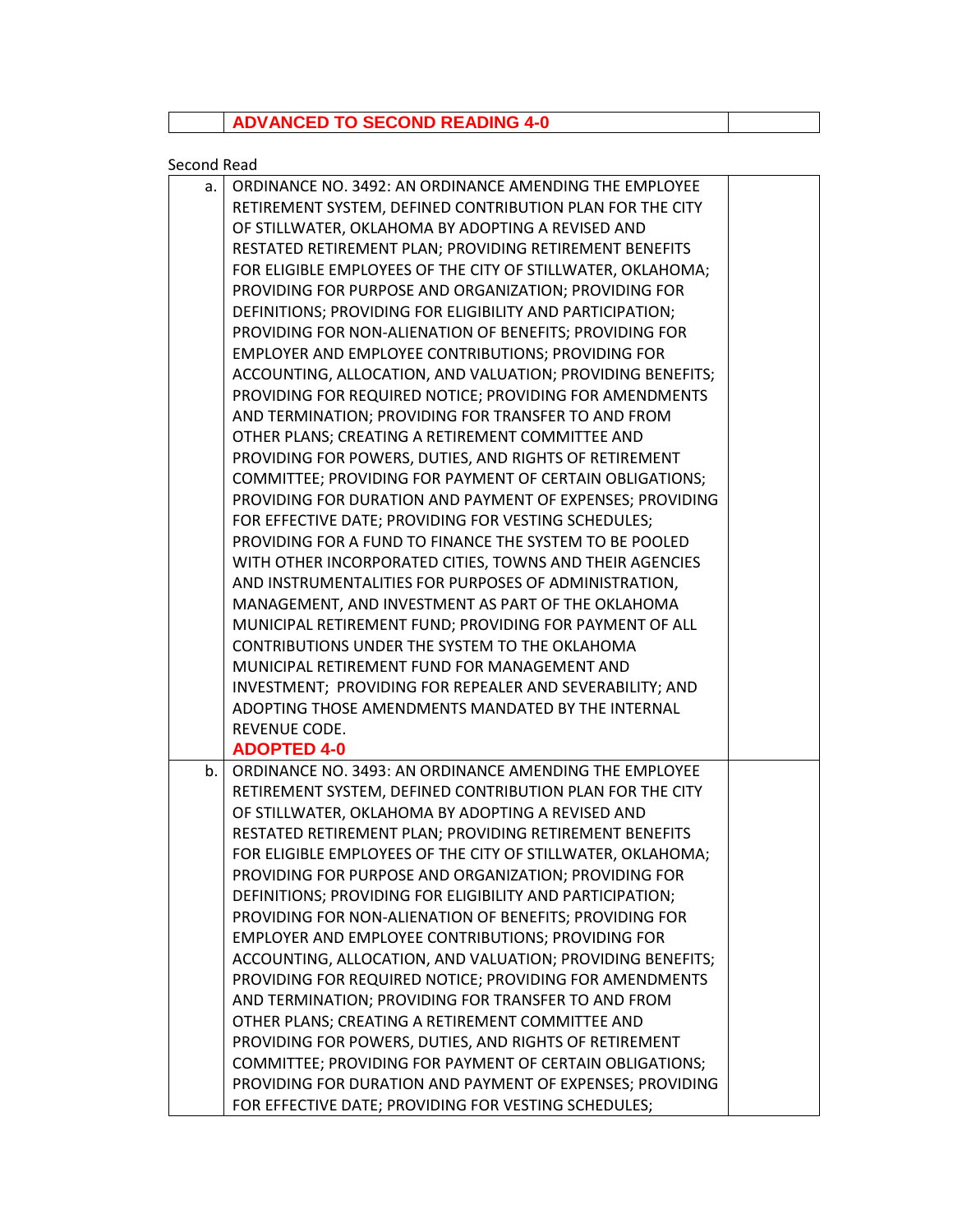|  | **ADVANCED TO SECOND READING 4-0** |  |
|---|---|---|

Second Read

|  |  |  |
|---|---|---|
| a. | ORDINANCE NO. 3492: AN ORDINANCE AMENDING THE EMPLOYEE RETIREMENT SYSTEM, DEFINED CONTRIBUTION PLAN FOR THE CITY OF STILLWATER, OKLAHOMA BY ADOPTING A REVISED AND RESTATED RETIREMENT PLAN; PROVIDING RETIREMENT BENEFITS FOR ELIGIBLE EMPLOYEES OF THE CITY OF STILLWATER, OKLAHOMA; PROVIDING FOR PURPOSE AND ORGANIZATION; PROVIDING FOR DEFINITIONS; PROVIDING FOR ELIGIBILITY AND PARTICIPATION; PROVIDING FOR NON-ALIENATION OF BENEFITS; PROVIDING FOR EMPLOYER AND EMPLOYEE CONTRIBUTIONS; PROVIDING FOR ACCOUNTING, ALLOCATION, AND VALUATION; PROVIDING BENEFITS; PROVIDING FOR REQUIRED NOTICE; PROVIDING FOR AMENDMENTS AND TERMINATION; PROVIDING FOR TRANSFER TO AND FROM OTHER PLANS; CREATING A RETIREMENT COMMITTEE AND PROVIDING FOR POWERS, DUTIES, AND RIGHTS OF RETIREMENT COMMITTEE; PROVIDING FOR PAYMENT OF CERTAIN OBLIGATIONS; PROVIDING FOR DURATION AND PAYMENT OF EXPENSES; PROVIDING FOR EFFECTIVE DATE; PROVIDING FOR VESTING SCHEDULES; PROVIDING FOR A FUND TO FINANCE THE SYSTEM TO BE POOLED WITH OTHER INCORPORATED CITIES, TOWNS AND THEIR AGENCIES AND INSTRUMENTALITIES FOR PURPOSES OF ADMINISTRATION, MANAGEMENT, AND INVESTMENT AS PART OF THE OKLAHOMA MUNICIPAL RETIREMENT FUND; PROVIDING FOR PAYMENT OF ALL CONTRIBUTIONS UNDER THE SYSTEM TO THE OKLAHOMA MUNICIPAL RETIREMENT FUND FOR MANAGEMENT AND INVESTMENT; PROVIDING FOR REPEALER AND SEVERABILITY; AND ADOPTING THOSE AMENDMENTS MANDATED BY THE INTERNAL REVENUE CODE.<br>**ADOPTED 4-0** |  |
| b. | ORDINANCE NO. 3493: AN ORDINANCE AMENDING THE EMPLOYEE RETIREMENT SYSTEM, DEFINED CONTRIBUTION PLAN FOR THE CITY OF STILLWATER, OKLAHOMA BY ADOPTING A REVISED AND RESTATED RETIREMENT PLAN; PROVIDING RETIREMENT BENEFITS FOR ELIGIBLE EMPLOYEES OF THE CITY OF STILLWATER, OKLAHOMA; PROVIDING FOR PURPOSE AND ORGANIZATION; PROVIDING FOR DEFINITIONS; PROVIDING FOR ELIGIBILITY AND PARTICIPATION; PROVIDING FOR NON-ALIENATION OF BENEFITS; PROVIDING FOR EMPLOYER AND EMPLOYEE CONTRIBUTIONS; PROVIDING FOR ACCOUNTING, ALLOCATION, AND VALUATION; PROVIDING BENEFITS; PROVIDING FOR REQUIRED NOTICE; PROVIDING FOR AMENDMENTS AND TERMINATION; PROVIDING FOR TRANSFER TO AND FROM OTHER PLANS; CREATING A RETIREMENT COMMITTEE AND PROVIDING FOR POWERS, DUTIES, AND RIGHTS OF RETIREMENT COMMITTEE; PROVIDING FOR PAYMENT OF CERTAIN OBLIGATIONS; PROVIDING FOR DURATION AND PAYMENT OF EXPENSES; PROVIDING FOR EFFECTIVE DATE; PROVIDING FOR VESTING SCHEDULES; |  |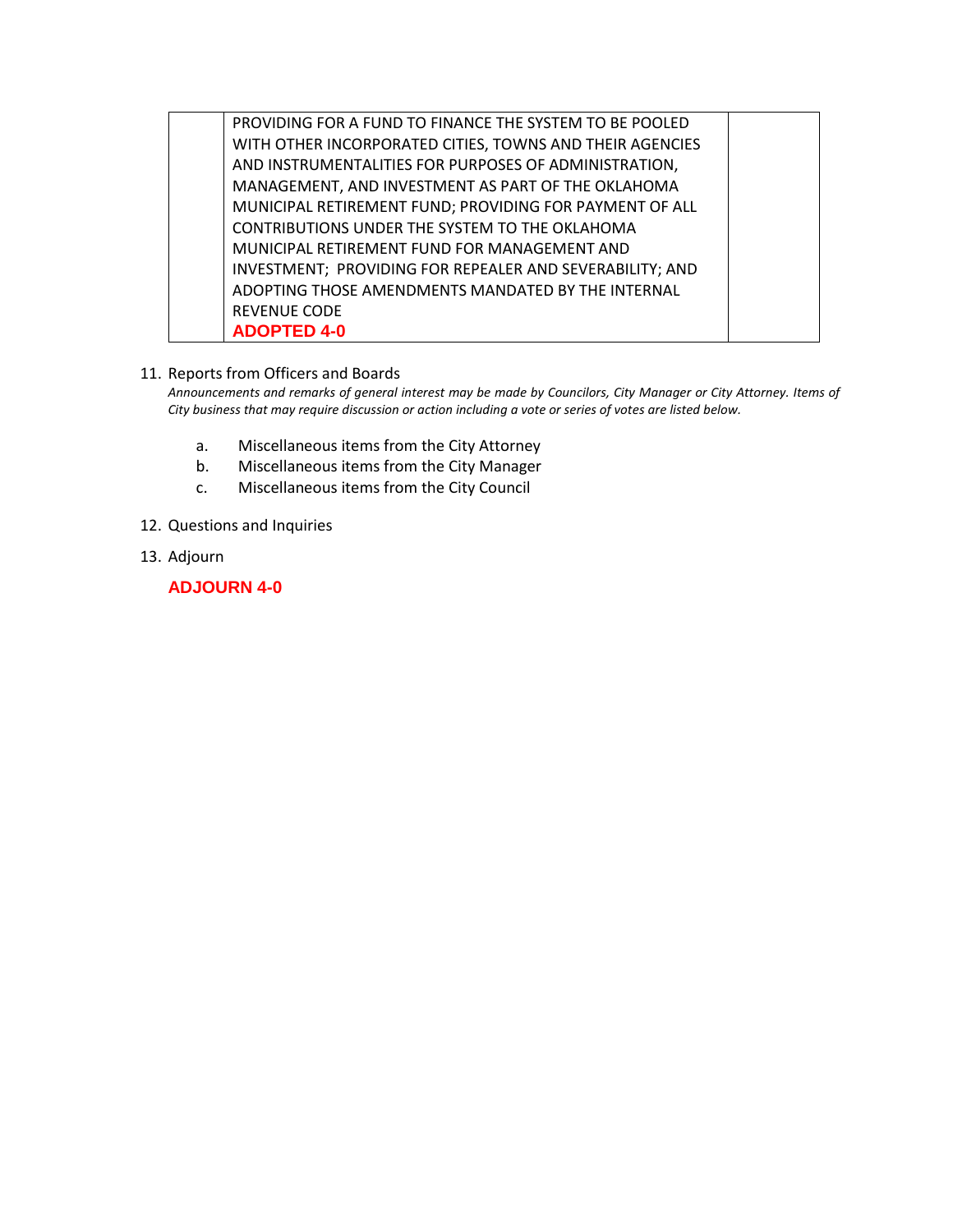| | | |
|---|---|---|
| | PROVIDING FOR A FUND TO FINANCE THE SYSTEM TO BE POOLED WITH OTHER INCORPORATED CITIES, TOWNS AND THEIR AGENCIES AND INSTRUMENTALITIES FOR PURPOSES OF ADMINISTRATION, MANAGEMENT, AND INVESTMENT AS PART OF THE OKLAHOMA MUNICIPAL RETIREMENT FUND; PROVIDING FOR PAYMENT OF ALL CONTRIBUTIONS UNDER THE SYSTEM TO THE OKLAHOMA MUNICIPAL RETIREMENT FUND FOR MANAGEMENT AND INVESTMENT; PROVIDING FOR REPEALER AND SEVERABILITY; AND ADOPTING THOSE AMENDMENTS MANDATED BY THE INTERNAL REVENUE CODE **ADOPTED 4-0** | |

11. Reports from Officers and Boards
    *Announcements and remarks of general interest may be made by Councilors, City Manager or City Attorney. Items of City business that may require discussion or action including a vote or series of votes are listed below.*
    a. Miscellaneous items from the City Attorney
    b. Miscellaneous items from the City Manager
    c. Miscellaneous items from the City Council
12. Questions and Inquiries
13. Adjourn

**ADJOURN 4-0**